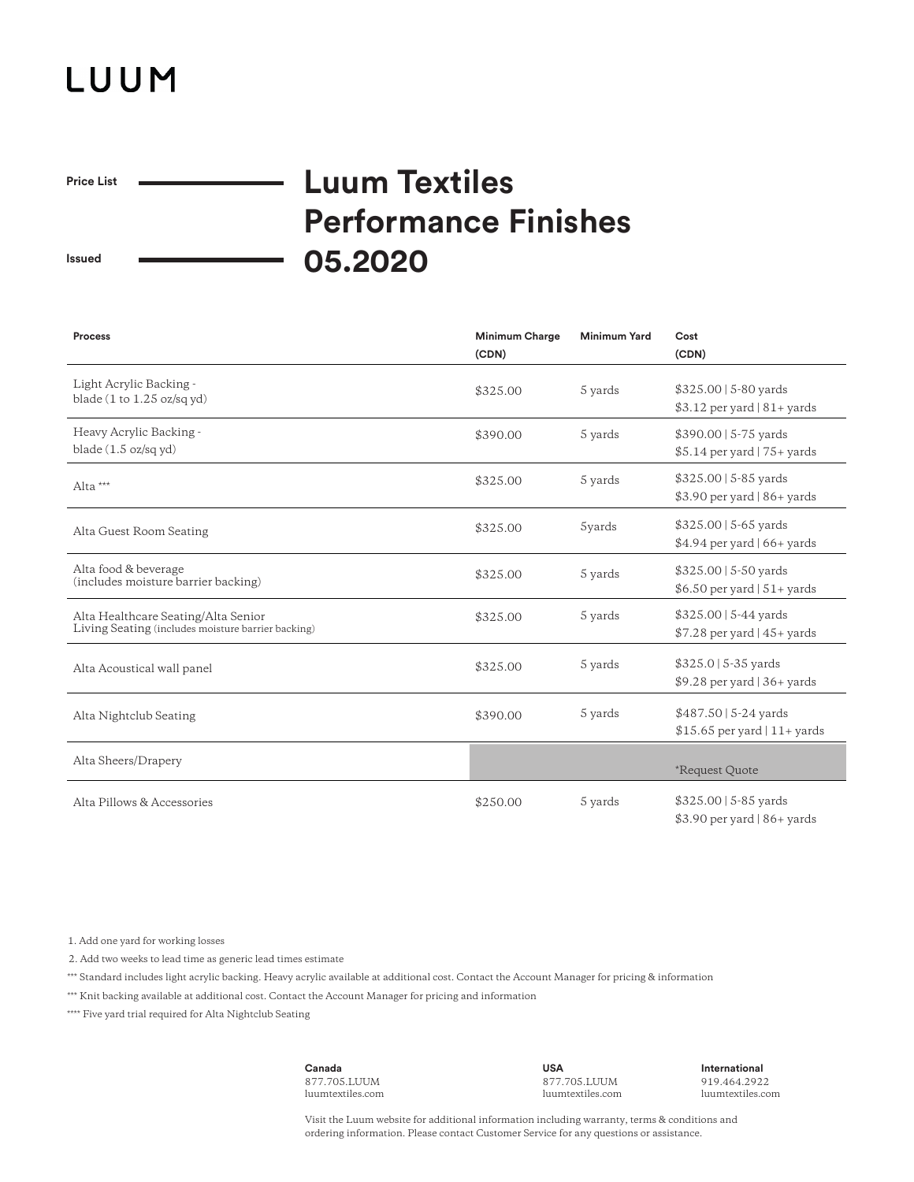# LUUM

**Price List** — **Luum Textiles Performance Finishes**

**Issued** — **05.2020**

| Process | Minimum Charge (CDN) | Minimum Yard | Cost (CDN) |
|---|---|---|---|
| Light Acrylic Backing - blade (1 to 1.25 oz/sq yd) | $325.00 | 5 yards | $325.00 \| 5-80 yards<br>$3.12 per yard \| 81+ yards |
| Heavy Acrylic Backing - blade (1.5 oz/sq yd) | $390.00 | 5 yards | $390.00 \| 5-75 yards<br>$5.14 per yard \| 75+ yards |
| Alta *** | $325.00 | 5 yards | $325.00 \| 5-85 yards<br>$3.90 per yard \| 86+ yards |
| Alta Guest Room Seating | $325.00 | 5yards | $325.00 \| 5-65 yards<br>$4.94 per yard \| 66+ yards |
| Alta food & beverage (includes moisture barrier backing) | $325.00 | 5 yards | $325.00 \| 5-50 yards<br>$6.50 per yard \| 51+ yards |
| Alta Healthcare Seating/Alta Senior Living Seating (includes moisture barrier backing) | $325.00 | 5 yards | $325.00 \| 5-44 yards<br>$7.28 per yard \| 45+ yards |
| Alta Acoustical wall panel | $325.00 | 5 yards | $325.0 \| 5-35 yards<br>$9.28 per yard \| 36+ yards |
| Alta Nightclub Seating | $390.00 | 5 yards | $487.50 \| 5-24 yards<br>$15.65 per yard \| 11+ yards |
| Alta Sheers/Drapery | | | *Request Quote |
| Alta Pillows & Accessories | $250.00 | 5 yards | $325.00 \| 5-85 yards<br>$3.90 per yard \| 86+ yards |

1. Add one yard for working losses
2. Add two weeks to lead time as generic lead times estimate

*** Standard includes light acrylic backing. Heavy acrylic available at additional cost. Contact the Account Manager for pricing & information

*** Knit backing available at additional cost. Contact the Account Manager for pricing and information

**** Five yard trial required for Alta Nightclub Seating

**Canada**
877.705.LUUM
luumtextiles.com

**USA**
877.705.LUUM
luumtextiles.com

**International**
919.464.2922
luumtextiles.com

Visit the Luum website for additional information including warranty, terms & conditions and ordering information. Please contact Customer Service for any questions or assistance.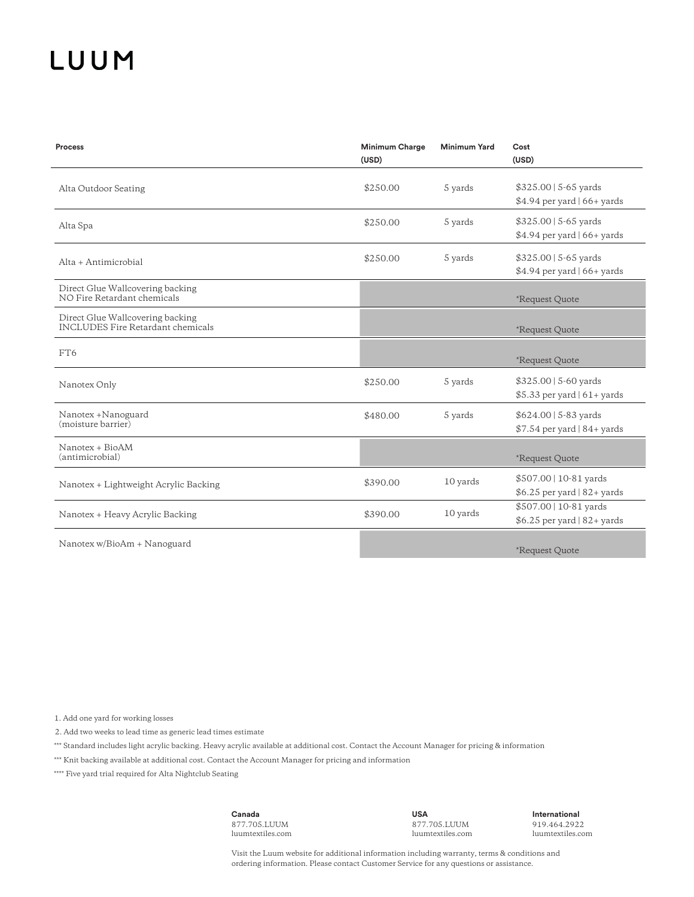# LUUM

| Process | Minimum Charge (USD) | Minimum Yard | Cost (USD) |
|---|---|---|---|
| Alta Outdoor Seating | $250.00 | 5 yards | $325.00 \| 5-65 yards<br>$4.94 per yard \| 66+ yards |
| Alta Spa | $250.00 | 5 yards | $325.00 \| 5-65 yards<br>$4.94 per yard \| 66+ yards |
| Alta + Antimicrobial | $250.00 | 5 yards | $325.00 \| 5-65 yards<br>$4.94 per yard \| 66+ yards |
| Direct Glue Wallcovering backing<br>NO Fire Retardant chemicals | | | *Request Quote |
| Direct Glue Wallcovering backing<br>INCLUDES Fire Retardant chemicals | | | *Request Quote |
| FT6 | | | *Request Quote |
| Nanotex Only | $250.00 | 5 yards | $325.00 \| 5-60 yards<br>$5.33 per yard \| 61+ yards |
| Nanotex +Nanoguard<br>(moisture barrier) | $480.00 | 5 yards | $624.00 \| 5-83 yards<br>$7.54 per yard \| 84+ yards |
| Nanotex + BioAM<br>(antimicrobial) | | | *Request Quote |
| Nanotex + Lightweight Acrylic Backing | $390.00 | 10 yards | $507.00 \| 10-81 yards<br>$6.25 per yard \| 82+ yards |
| Nanotex + Heavy Acrylic Backing | $390.00 | 10 yards | $507.00 \| 10-81 yards<br>$6.25 per yard \| 82+ yards |
| Nanotex w/BioAm + Nanoguard | | | *Request Quote |

1. Add one yard for working losses
2. Add two weeks to lead time as generic lead times estimate

*** Standard includes light acrylic backing. Heavy acrylic available at additional cost. Contact the Account Manager for pricing & information

*** Knit backing available at additional cost. Contact the Account Manager for pricing and information

**** Five yard trial required for Alta Nightclub Seating

**Canada**
877.705.LUUM
luumtextiles.com

**USA**
877.705.LUUM
luumtextiles.com

**International**
919.464.2922
luumtextiles.com

Visit the Luum website for additional information including warranty, terms & conditions and ordering information. Please contact Customer Service for any questions or assistance.